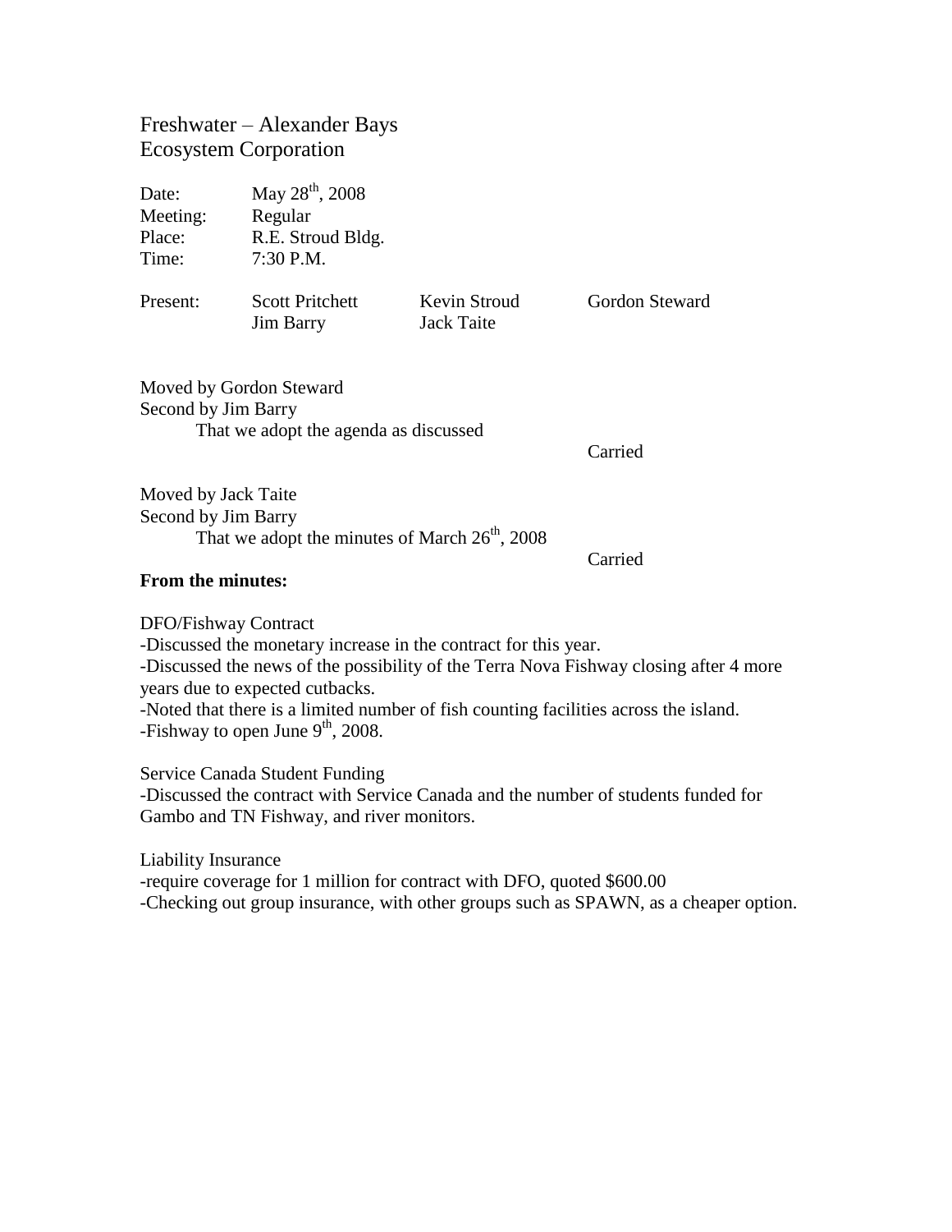# Freshwater – Alexander Bays Ecosystem Corporation

| | |
|---|---|
| Date: | May 28th, 2008 |
| Meeting: | Regular |
| Place: | R.E. Stroud Bldg. |
| Time: | 7:30 P.M. |

| Present: | | | |
|---|---|---|---|
| | Scott Pritchett | Kevin Stroud | Gordon Steward |
| | Jim Barry | Jack Taite | |

Moved by Gordon Steward
Second by Jim Barry
That we adopt the agenda as discussed

Carried

Moved by Jack Taite
Second by Jim Barry
That we adopt the minutes of March 26th, 2008

Carried

**From the minutes:**

DFO/Fishway Contract
-Discussed the monetary increase in the contract for this year.
-Discussed the news of the possibility of the Terra Nova Fishway closing after 4 more years due to expected cutbacks.
-Noted that there is a limited number of fish counting facilities across the island.
-Fishway to open June 9th, 2008.

Service Canada Student Funding
-Discussed the contract with Service Canada and the number of students funded for Gambo and TN Fishway, and river monitors.

Liability Insurance
-require coverage for 1 million for contract with DFO, quoted $600.00
-Checking out group insurance, with other groups such as SPAWN, as a cheaper option.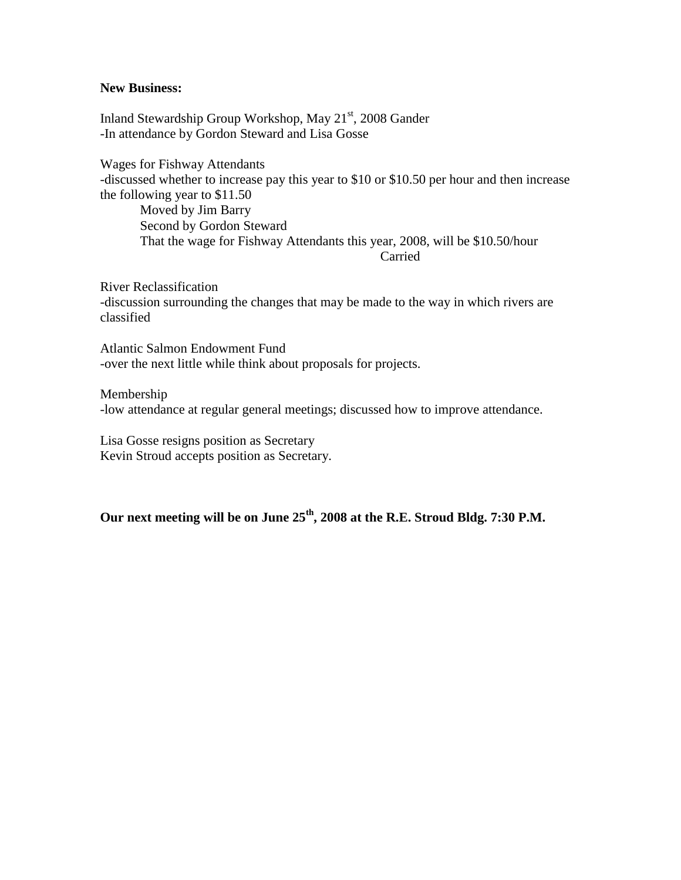**New Business:**

Inland Stewardship Group Workshop, May 21st, 2008 Gander
-In attendance by Gordon Steward and Lisa Gosse

Wages for Fishway Attendants
-discussed whether to increase pay this year to $10 or $10.50 per hour and then increase the following year to $11.50

Moved by Jim Barry
Second by Gordon Steward
That the wage for Fishway Attendants this year, 2008, will be $10.50/hour
Carried

River Reclassification
-discussion surrounding the changes that may be made to the way in which rivers are classified

Atlantic Salmon Endowment Fund
-over the next little while think about proposals for projects.

Membership
-low attendance at regular general meetings; discussed how to improve attendance.

Lisa Gosse resigns position as Secretary
Kevin Stroud accepts position as Secretary.

**Our next meeting will be on June 25th, 2008 at the R.E. Stroud Bldg. 7:30 P.M.**